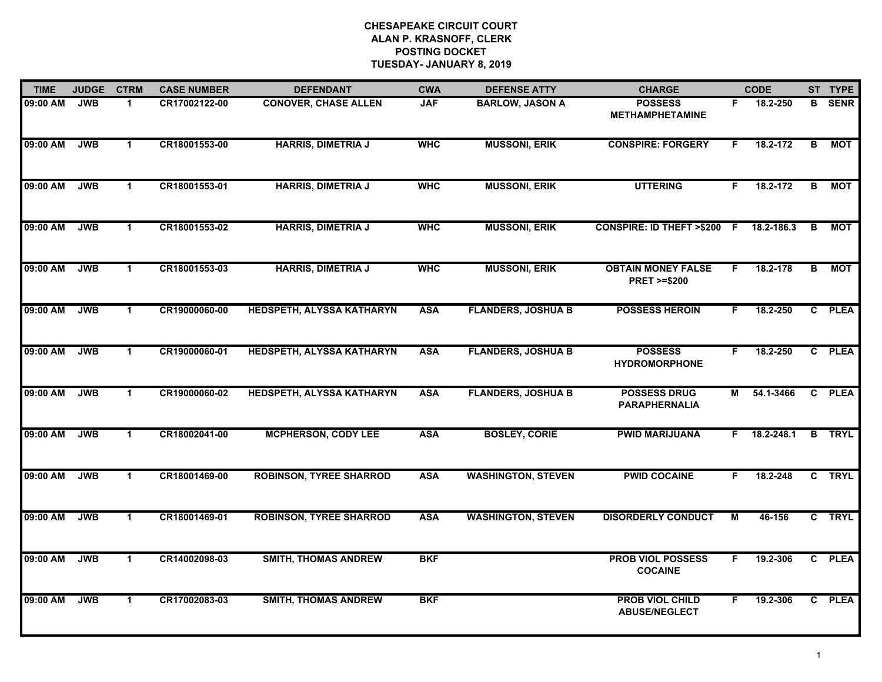**CHESAPEAKE CIRCUIT COURT**
**ALAN P. KRASNOFF, CLERK**
**POSTING DOCKET**
**TUESDAY- JANUARY 8, 2019**

| TIME | JUDGE | CTRM | CASE NUMBER | DEFENDANT | CWA | DEFENSE ATTY | CHARGE | | CODE | ST | TYPE |
|---|---|---|---|---|---|---|---|---|---|---|---|
| 09:00 AM | JWB | 1 | CR17002122-00 | CONOVER, CHASE ALLEN | JAF | BARLOW, JASON A | POSSESS METHAMPHETAMINE | F | 18.2-250 | B | SENR |
| 09:00 AM | JWB | 1 | CR18001553-00 | HARRIS, DIMETRIA J | WHC | MUSSONI, ERIK | CONSPIRE: FORGERY | F | 18.2-172 | B | MOT |
| 09:00 AM | JWB | 1 | CR18001553-01 | HARRIS, DIMETRIA J | WHC | MUSSONI, ERIK | UTTERING | F | 18.2-172 | B | MOT |
| 09:00 AM | JWB | 1 | CR18001553-02 | HARRIS, DIMETRIA J | WHC | MUSSONI, ERIK | CONSPIRE: ID THEFT >$200 | F | 18.2-186.3 | B | MOT |
| 09:00 AM | JWB | 1 | CR18001553-03 | HARRIS, DIMETRIA J | WHC | MUSSONI, ERIK | OBTAIN MONEY FALSE PRET >=$200 | F | 18.2-178 | B | MOT |
| 09:00 AM | JWB | 1 | CR19000060-00 | HEDSPETH, ALYSSA KATHARYN | ASA | FLANDERS, JOSHUA B | POSSESS HEROIN | F | 18.2-250 | C | PLEA |
| 09:00 AM | JWB | 1 | CR19000060-01 | HEDSPETH, ALYSSA KATHARYN | ASA | FLANDERS, JOSHUA B | POSSESS HYDROMORPHONE | F | 18.2-250 | C | PLEA |
| 09:00 AM | JWB | 1 | CR19000060-02 | HEDSPETH, ALYSSA KATHARYN | ASA | FLANDERS, JOSHUA B | POSSESS DRUG PARAPHERNALIA | M | 54.1-3466 | C | PLEA |
| 09:00 AM | JWB | 1 | CR18002041-00 | MCPHERSON, CODY LEE | ASA | BOSLEY, CORIE | PWID MARIJUANA | F | 18.2-248.1 | B | TRYL |
| 09:00 AM | JWB | 1 | CR18001469-00 | ROBINSON, TYREE SHARROD | ASA | WASHINGTON, STEVEN | PWID COCAINE | F | 18.2-248 | C | TRYL |
| 09:00 AM | JWB | 1 | CR18001469-01 | ROBINSON, TYREE SHARROD | ASA | WASHINGTON, STEVEN | DISORDERLY CONDUCT | M | 46-156 | C | TRYL |
| 09:00 AM | JWB | 1 | CR14002098-03 | SMITH, THOMAS ANDREW | BKF | | PROB VIOL POSSESS COCAINE | F | 19.2-306 | C | PLEA |
| 09:00 AM | JWB | 1 | CR17002083-03 | SMITH, THOMAS ANDREW | BKF | | PROB VIOL CHILD ABUSE/NEGLECT | F | 19.2-306 | C | PLEA |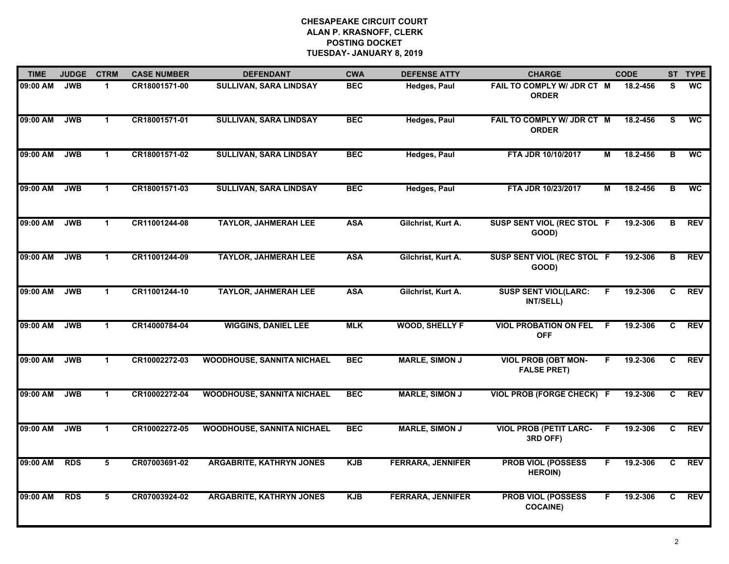**CHESAPEAKE CIRCUIT COURT**
**ALAN P. KRASNOFF, CLERK**
**POSTING DOCKET**
**TUESDAY- JANUARY 8, 2019**

| TIME | JUDGE | CTRM | CASE NUMBER | DEFENDANT | CWA | DEFENSE ATTY | CHARGE | | CODE | ST | TYPE |
|---|---|---|---|---|---|---|---|---|---|---|---|
| 09:00 AM | JWB | 1 | CR18001571-00 | SULLIVAN, SARA LINDSAY | BEC | Hedges, Paul | FAIL TO COMPLY W/ JDR CT ORDER | M | 18.2-456 | S | WC |
| 09:00 AM | JWB | 1 | CR18001571-01 | SULLIVAN, SARA LINDSAY | BEC | Hedges, Paul | FAIL TO COMPLY W/ JDR CT ORDER | M | 18.2-456 | S | WC |
| 09:00 AM | JWB | 1 | CR18001571-02 | SULLIVAN, SARA LINDSAY | BEC | Hedges, Paul | FTA JDR 10/10/2017 | M | 18.2-456 | B | WC |
| 09:00 AM | JWB | 1 | CR18001571-03 | SULLIVAN, SARA LINDSAY | BEC | Hedges, Paul | FTA JDR 10/23/2017 | M | 18.2-456 | B | WC |
| 09:00 AM | JWB | 1 | CR11001244-08 | TAYLOR, JAHMERAH LEE | ASA | Gilchrist, Kurt A. | SUSP SENT VIOL (REC STOL GOOD) | F | 19.2-306 | B | REV |
| 09:00 AM | JWB | 1 | CR11001244-09 | TAYLOR, JAHMERAH LEE | ASA | Gilchrist, Kurt A. | SUSP SENT VIOL (REC STOL GOOD) | F | 19.2-306 | B | REV |
| 09:00 AM | JWB | 1 | CR11001244-10 | TAYLOR, JAHMERAH LEE | ASA | Gilchrist, Kurt A. | SUSP SENT VIOL(LARC: INT/SELL) | F | 19.2-306 | C | REV |
| 09:00 AM | JWB | 1 | CR14000784-04 | WIGGINS, DANIEL LEE | MLK | WOOD, SHELLY F | VIOL PROBATION ON FEL OFF | F | 19.2-306 | C | REV |
| 09:00 AM | JWB | 1 | CR10002272-03 | WOODHOUSE, SANNITA NICHAEL | BEC | MARLE, SIMON J | VIOL PROB (OBT MON-FALSE PRET) | F | 19.2-306 | C | REV |
| 09:00 AM | JWB | 1 | CR10002272-04 | WOODHOUSE, SANNITA NICHAEL | BEC | MARLE, SIMON J | VIOL PROB (FORGE CHECK) | F | 19.2-306 | C | REV |
| 09:00 AM | JWB | 1 | CR10002272-05 | WOODHOUSE, SANNITA NICHAEL | BEC | MARLE, SIMON J | VIOL PROB (PETIT LARC-3RD OFF) | F | 19.2-306 | C | REV |
| 09:00 AM | RDS | 5 | CR07003691-02 | ARGABRITE, KATHRYN JONES | KJB | FERRARA, JENNIFER | PROB VIOL (POSSESS HEROIN) | F | 19.2-306 | C | REV |
| 09:00 AM | RDS | 5 | CR07003924-02 | ARGABRITE, KATHRYN JONES | KJB | FERRARA, JENNIFER | PROB VIOL (POSSESS COCAINE) | F | 19.2-306 | C | REV |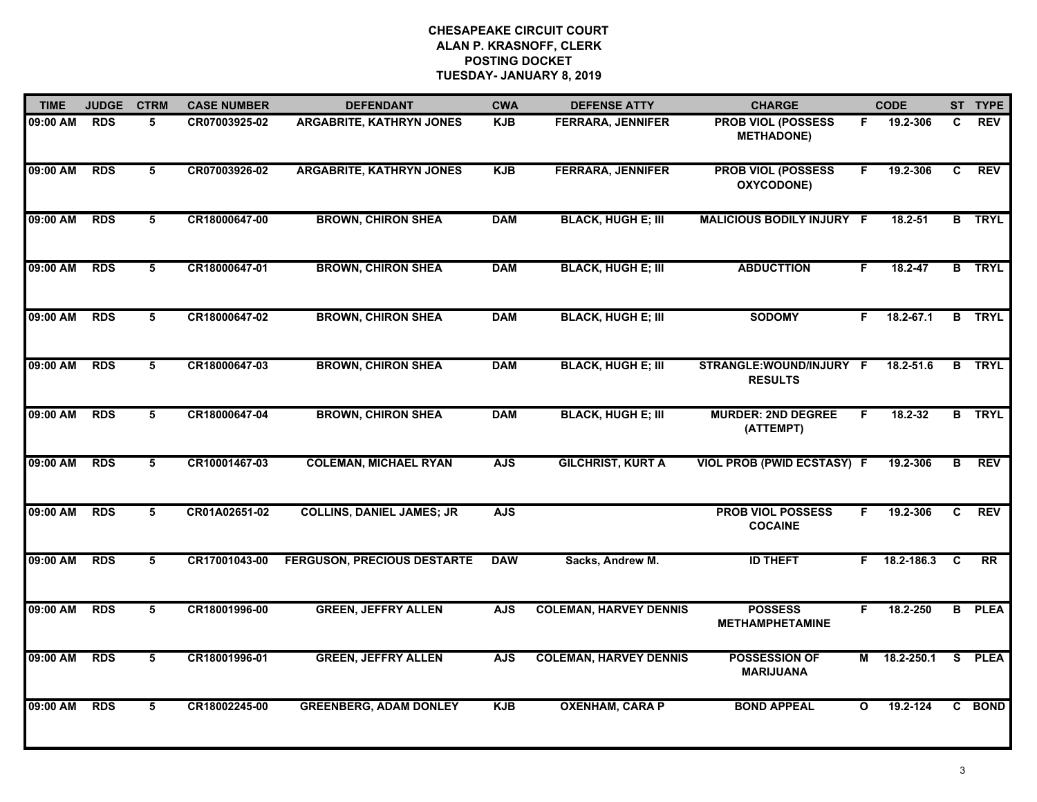**CHESAPEAKE CIRCUIT COURT**
**ALAN P. KRASNOFF, CLERK**
**POSTING DOCKET**
**TUESDAY- JANUARY 8, 2019**

| TIME | JUDGE | CTRM | CASE NUMBER | DEFENDANT | CWA | DEFENSE ATTY | CHARGE | | CODE | ST | TYPE |
|---|---|---|---|---|---|---|---|---|---|---|---|
| 09:00 AM | RDS | 5 | CR07003925-02 | ARGABRITE, KATHRYN JONES | KJB | FERRARA, JENNIFER | PROB VIOL (POSSESS METHADONE) | F | 19.2-306 | C | REV |
| 09:00 AM | RDS | 5 | CR07003926-02 | ARGABRITE, KATHRYN JONES | KJB | FERRARA, JENNIFER | PROB VIOL (POSSESS OXYCODONE) | F | 19.2-306 | C | REV |
| 09:00 AM | RDS | 5 | CR18000647-00 | BROWN, CHIRON SHEA | DAM | BLACK, HUGH E; III | MALICIOUS BODILY INJURY | F | 18.2-51 | B | TRYL |
| 09:00 AM | RDS | 5 | CR18000647-01 | BROWN, CHIRON SHEA | DAM | BLACK, HUGH E; III | ABDUCTTION | F | 18.2-47 | B | TRYL |
| 09:00 AM | RDS | 5 | CR18000647-02 | BROWN, CHIRON SHEA | DAM | BLACK, HUGH E; III | SODOMY | F | 18.2-67.1 | B | TRYL |
| 09:00 AM | RDS | 5 | CR18000647-03 | BROWN, CHIRON SHEA | DAM | BLACK, HUGH E; III | STRANGLE:WOUND/INJURY RESULTS | F | 18.2-51.6 | B | TRYL |
| 09:00 AM | RDS | 5 | CR18000647-04 | BROWN, CHIRON SHEA | DAM | BLACK, HUGH E; III | MURDER: 2ND DEGREE (ATTEMPT) | F | 18.2-32 | B | TRYL |
| 09:00 AM | RDS | 5 | CR10001467-03 | COLEMAN, MICHAEL RYAN | AJS | GILCHRIST, KURT A | VIOL PROB (PWID ECSTASY) | F | 19.2-306 | B | REV |
| 09:00 AM | RDS | 5 | CR01A02651-02 | COLLINS, DANIEL JAMES; JR | AJS | | PROB VIOL POSSESS COCAINE | F | 19.2-306 | C | REV |
| 09:00 AM | RDS | 5 | CR17001043-00 | FERGUSON, PRECIOUS DESTARTE | DAW | Sacks, Andrew M. | ID THEFT | F | 18.2-186.3 | C | RR |
| 09:00 AM | RDS | 5 | CR18001996-00 | GREEN, JEFFRY ALLEN | AJS | COLEMAN, HARVEY DENNIS | POSSESS METHAMPHETAMINE | F | 18.2-250 | B | PLEA |
| 09:00 AM | RDS | 5 | CR18001996-01 | GREEN, JEFFRY ALLEN | AJS | COLEMAN, HARVEY DENNIS | POSSESSION OF MARIJUANA | M | 18.2-250.1 | S | PLEA |
| 09:00 AM | RDS | 5 | CR18002245-00 | GREENBERG, ADAM DONLEY | KJB | OXENHAM, CARA P | BOND APPEAL | O | 19.2-124 | C | BOND |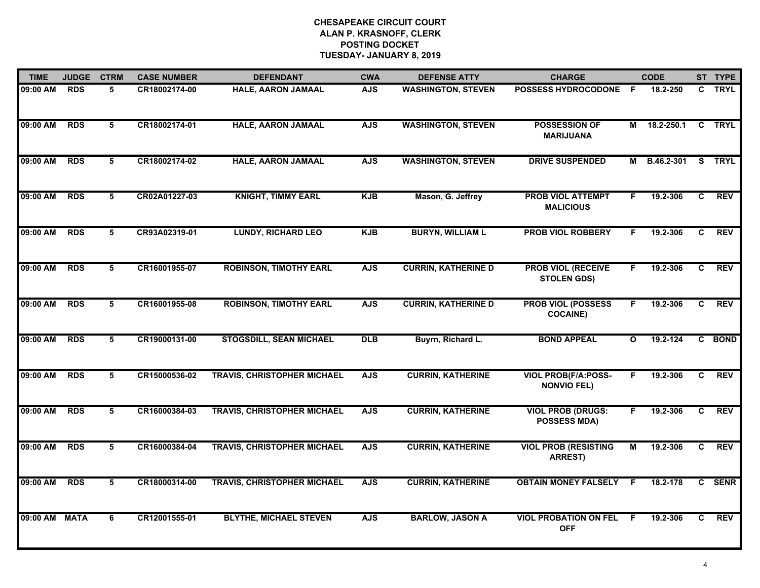# CHESAPEAKE CIRCUIT COURT
## ALAN P. KRASNOFF, CLERK
## POSTING DOCKET
## TUESDAY- JANUARY 8, 2019

| TIME | JUDGE | CTRM | CASE NUMBER | DEFENDANT | CWA | DEFENSE ATTY | CHARGE | | CODE | ST | TYPE |
|---|---|---|---|---|---|---|---|---|---|---|---|
| 09:00 AM | RDS | 5 | CR18002174-00 | HALE, AARON JAMAAL | AJS | WASHINGTON, STEVEN | POSSESS HYDROCODONE | F | 18.2-250 | C | TRYL |
| 09:00 AM | RDS | 5 | CR18002174-01 | HALE, AARON JAMAAL | AJS | WASHINGTON, STEVEN | POSSESSION OF MARIJUANA | M | 18.2-250.1 | C | TRYL |
| 09:00 AM | RDS | 5 | CR18002174-02 | HALE, AARON JAMAAL | AJS | WASHINGTON, STEVEN | DRIVE SUSPENDED | M | B.46.2-301 | S | TRYL |
| 09:00 AM | RDS | 5 | CR02A01227-03 | KNIGHT, TIMMY EARL | KJB | Mason, G. Jeffrey | PROB VIOL ATTEMPT MALICIOUS | F | 19.2-306 | C | REV |
| 09:00 AM | RDS | 5 | CR93A02319-01 | LUNDY, RICHARD LEO | KJB | BURYN, WILLIAM L | PROB VIOL ROBBERY | F | 19.2-306 | C | REV |
| 09:00 AM | RDS | 5 | CR16001955-07 | ROBINSON, TIMOTHY EARL | AJS | CURRIN, KATHERINE D | PROB VIOL (RECEIVE STOLEN GDS) | F | 19.2-306 | C | REV |
| 09:00 AM | RDS | 5 | CR16001955-08 | ROBINSON, TIMOTHY EARL | AJS | CURRIN, KATHERINE D | PROB VIOL (POSSESS COCAINE) | F | 19.2-306 | C | REV |
| 09:00 AM | RDS | 5 | CR19000131-00 | STOGSDILL, SEAN MICHAEL | DLB | Buyrn, Richard L. | BOND APPEAL | O | 19.2-124 | C | BOND |
| 09:00 AM | RDS | 5 | CR15000536-02 | TRAVIS, CHRISTOPHER MICHAEL | AJS | CURRIN, KATHERINE | VIOL PROB(F/A:POSS-NONVIO FEL) | F | 19.2-306 | C | REV |
| 09:00 AM | RDS | 5 | CR16000384-03 | TRAVIS, CHRISTOPHER MICHAEL | AJS | CURRIN, KATHERINE | VIOL PROB (DRUGS: POSSESS MDA) | F | 19.2-306 | C | REV |
| 09:00 AM | RDS | 5 | CR16000384-04 | TRAVIS, CHRISTOPHER MICHAEL | AJS | CURRIN, KATHERINE | VIOL PROB (RESISTING ARREST) | M | 19.2-306 | C | REV |
| 09:00 AM | RDS | 5 | CR18000314-00 | TRAVIS, CHRISTOPHER MICHAEL | AJS | CURRIN, KATHERINE | OBTAIN MONEY FALSELY | F | 18.2-178 | C | SENR |
| 09:00 AM | MATA | 6 | CR12001555-01 | BLYTHE, MICHAEL STEVEN | AJS | BARLOW, JASON A | VIOL PROBATION ON FEL OFF | F | 19.2-306 | C | REV |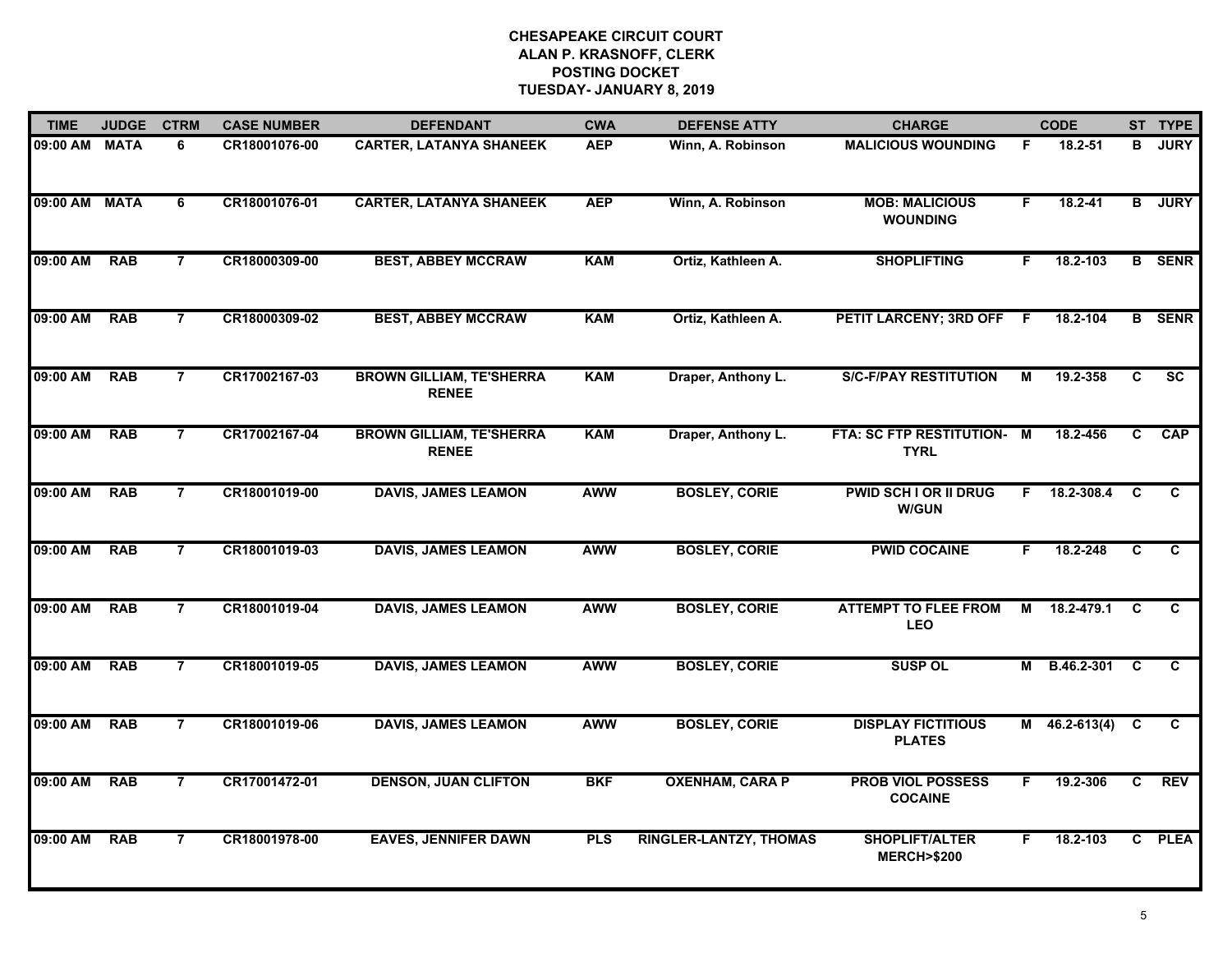**CHESAPEAKE CIRCUIT COURT**
**ALAN P. KRASNOFF, CLERK**
**POSTING DOCKET**
**TUESDAY- JANUARY 8, 2019**

| TIME | JUDGE | CTRM | CASE NUMBER | DEFENDANT | CWA | DEFENSE ATTY | CHARGE | | CODE | ST | TYPE |
|---|---|---|---|---|---|---|---|---|---|---|---|
| 09:00 AM | MATA | 6 | CR18001076-00 | CARTER, LATANYA SHANEEK | AEP | Winn, A. Robinson | MALICIOUS WOUNDING | F | 18.2-51 | B | JURY |
| 09:00 AM | MATA | 6 | CR18001076-01 | CARTER, LATANYA SHANEEK | AEP | Winn, A. Robinson | MOB: MALICIOUS WOUNDING | F | 18.2-41 | B | JURY |
| 09:00 AM | RAB | 7 | CR18000309-00 | BEST, ABBEY MCCRAW | KAM | Ortiz, Kathleen A. | SHOPLIFTING | F | 18.2-103 | B | SENR |
| 09:00 AM | RAB | 7 | CR18000309-02 | BEST, ABBEY MCCRAW | KAM | Ortiz, Kathleen A. | PETIT LARCENY; 3RD OFF | F | 18.2-104 | B | SENR |
| 09:00 AM | RAB | 7 | CR17002167-03 | BROWN GILLIAM, TE'SHERRA RENEE | KAM | Draper, Anthony L. | S/C-F/PAY RESTITUTION | M | 19.2-358 | C | SC |
| 09:00 AM | RAB | 7 | CR17002167-04 | BROWN GILLIAM, TE'SHERRA RENEE | KAM | Draper, Anthony L. | FTA: SC FTP RESTITUTION-TYRL | M | 18.2-456 | C | CAP |
| 09:00 AM | RAB | 7 | CR18001019-00 | DAVIS, JAMES LEAMON | AWW | BOSLEY, CORIE | PWID SCH I OR II DRUG W/GUN | F | 18.2-308.4 | C | C |
| 09:00 AM | RAB | 7 | CR18001019-03 | DAVIS, JAMES LEAMON | AWW | BOSLEY, CORIE | PWID COCAINE | F | 18.2-248 | C | C |
| 09:00 AM | RAB | 7 | CR18001019-04 | DAVIS, JAMES LEAMON | AWW | BOSLEY, CORIE | ATTEMPT TO FLEE FROM LEO | M | 18.2-479.1 | C | C |
| 09:00 AM | RAB | 7 | CR18001019-05 | DAVIS, JAMES LEAMON | AWW | BOSLEY, CORIE | SUSP OL | M | B.46.2-301 | C | C |
| 09:00 AM | RAB | 7 | CR18001019-06 | DAVIS, JAMES LEAMON | AWW | BOSLEY, CORIE | DISPLAY FICTITIOUS PLATES | M | 46.2-613(4) | C | C |
| 09:00 AM | RAB | 7 | CR17001472-01 | DENSON, JUAN CLIFTON | BKF | OXENHAM, CARA P | PROB VIOL POSSESS COCAINE | F | 19.2-306 | C | REV |
| 09:00 AM | RAB | 7 | CR18001978-00 | EAVES, JENNIFER DAWN | PLS | RINGLER-LANTZY, THOMAS | SHOPLIFT/ALTER MERCH>$200 | F | 18.2-103 | C | PLEA |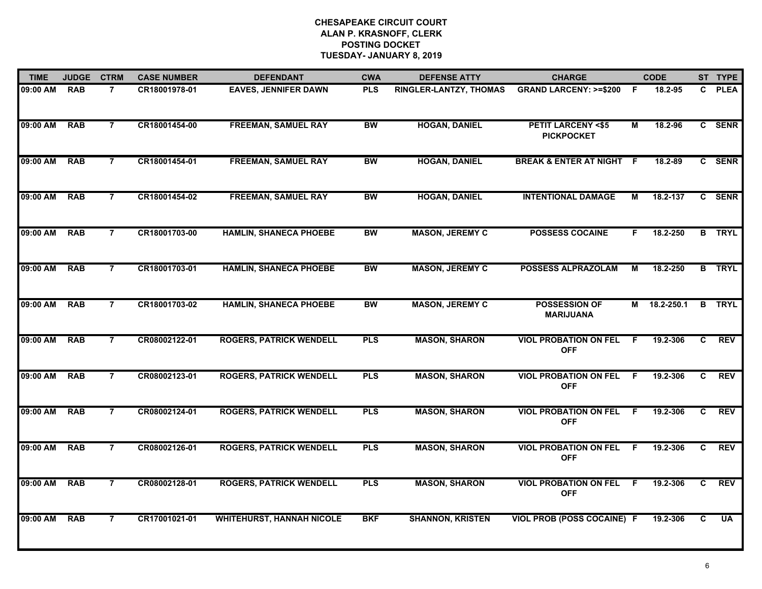# CHESAPEAKE CIRCUIT COURT
## ALAN P. KRASNOFF, CLERK
## POSTING DOCKET
## TUESDAY- JANUARY 8, 2019

| TIME | JUDGE | CTRM | CASE NUMBER | DEFENDANT | CWA | DEFENSE ATTY | CHARGE | | CODE | ST | TYPE |
|---|---|---|---|---|---|---|---|---|---|---|---|
| 09:00 AM | RAB | 7 | CR18001978-01 | EAVES, JENNIFER DAWN | PLS | RINGLER-LANTZY, THOMAS | GRAND LARCENY: >=$200 | F | 18.2-95 | C | PLEA |
| 09:00 AM | RAB | 7 | CR18001454-00 | FREEMAN, SAMUEL RAY | BW | HOGAN, DANIEL | PETIT LARCENY <$5 PICKPOCKET | M | 18.2-96 | C | SENR |
| 09:00 AM | RAB | 7 | CR18001454-01 | FREEMAN, SAMUEL RAY | BW | HOGAN, DANIEL | BREAK & ENTER AT NIGHT | F | 18.2-89 | C | SENR |
| 09:00 AM | RAB | 7 | CR18001454-02 | FREEMAN, SAMUEL RAY | BW | HOGAN, DANIEL | INTENTIONAL DAMAGE | M | 18.2-137 | C | SENR |
| 09:00 AM | RAB | 7 | CR18001703-00 | HAMLIN, SHANECA PHOEBE | BW | MASON, JEREMY C | POSSESS COCAINE | F | 18.2-250 | B | TRYL |
| 09:00 AM | RAB | 7 | CR18001703-01 | HAMLIN, SHANECA PHOEBE | BW | MASON, JEREMY C | POSSESS ALPRAZOLAM | M | 18.2-250 | B | TRYL |
| 09:00 AM | RAB | 7 | CR18001703-02 | HAMLIN, SHANECA PHOEBE | BW | MASON, JEREMY C | POSSESSION OF MARIJUANA | M | 18.2-250.1 | B | TRYL |
| 09:00 AM | RAB | 7 | CR08002122-01 | ROGERS, PATRICK WENDELL | PLS | MASON, SHARON | VIOL PROBATION ON FEL OFF | F | 19.2-306 | C | REV |
| 09:00 AM | RAB | 7 | CR08002123-01 | ROGERS, PATRICK WENDELL | PLS | MASON, SHARON | VIOL PROBATION ON FEL OFF | F | 19.2-306 | C | REV |
| 09:00 AM | RAB | 7 | CR08002124-01 | ROGERS, PATRICK WENDELL | PLS | MASON, SHARON | VIOL PROBATION ON FEL OFF | F | 19.2-306 | C | REV |
| 09:00 AM | RAB | 7 | CR08002126-01 | ROGERS, PATRICK WENDELL | PLS | MASON, SHARON | VIOL PROBATION ON FEL OFF | F | 19.2-306 | C | REV |
| 09:00 AM | RAB | 7 | CR08002128-01 | ROGERS, PATRICK WENDELL | PLS | MASON, SHARON | VIOL PROBATION ON FEL OFF | F | 19.2-306 | C | REV |
| 09:00 AM | RAB | 7 | CR17001021-01 | WHITEHURST, HANNAH NICOLE | BKF | SHANNON, KRISTEN | VIOL PROB (POSS COCAINE) | F | 19.2-306 | C | UA |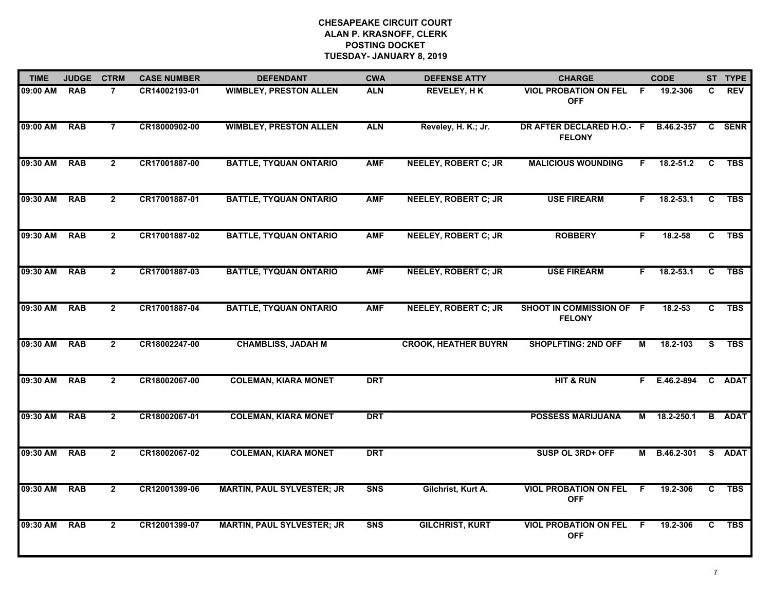**CHESAPEAKE CIRCUIT COURT**
**ALAN P. KRASNOFF, CLERK**
**POSTING DOCKET**
**TUESDAY- JANUARY 8, 2019**

| TIME | JUDGE | CTRM | CASE NUMBER | DEFENDANT | CWA | DEFENSE ATTY | CHARGE | | CODE | ST | TYPE |
|---|---|---|---|---|---|---|---|---|---|---|---|
| 09:00 AM | RAB | 7 | CR14002193-01 | WIMBLEY, PRESTON ALLEN | ALN | REVELEY, H K | VIOL PROBATION ON FEL OFF | F | 19.2-306 | C | REV |
| 09:00 AM | RAB | 7 | CR18000902-00 | WIMBLEY, PRESTON ALLEN | ALN | Reveley, H. K.; Jr. | DR AFTER DECLARED H.O.- FELONY | F | B.46.2-357 | C | SENR |
| 09:30 AM | RAB | 2 | CR17001887-00 | BATTLE, TYQUAN ONTARIO | AMF | NEELEY, ROBERT C; JR | MALICIOUS WOUNDING | F | 18.2-51.2 | C | TBS |
| 09:30 AM | RAB | 2 | CR17001887-01 | BATTLE, TYQUAN ONTARIO | AMF | NEELEY, ROBERT C; JR | USE FIREARM | F | 18.2-53.1 | C | TBS |
| 09:30 AM | RAB | 2 | CR17001887-02 | BATTLE, TYQUAN ONTARIO | AMF | NEELEY, ROBERT C; JR | ROBBERY | F | 18.2-58 | C | TBS |
| 09:30 AM | RAB | 2 | CR17001887-03 | BATTLE, TYQUAN ONTARIO | AMF | NEELEY, ROBERT C; JR | USE FIREARM | F | 18.2-53.1 | C | TBS |
| 09:30 AM | RAB | 2 | CR17001887-04 | BATTLE, TYQUAN ONTARIO | AMF | NEELEY, ROBERT C; JR | SHOOT IN COMMISSION OF FELONY | F | 18.2-53 | C | TBS |
| 09:30 AM | RAB | 2 | CR18002247-00 | CHAMBLISS, JADAH M | | CROOK, HEATHER BUYRN | SHOPLFTING: 2ND OFF | M | 18.2-103 | S | TBS |
| 09:30 AM | RAB | 2 | CR18002067-00 | COLEMAN, KIARA MONET | DRT | | HIT & RUN | F | E.46.2-894 | C | ADAT |
| 09:30 AM | RAB | 2 | CR18002067-01 | COLEMAN, KIARA MONET | DRT | | POSSESS MARIJUANA | M | 18.2-250.1 | B | ADAT |
| 09:30 AM | RAB | 2 | CR18002067-02 | COLEMAN, KIARA MONET | DRT | | SUSP OL 3RD+ OFF | M | B.46.2-301 | S | ADAT |
| 09:30 AM | RAB | 2 | CR12001399-06 | MARTIN, PAUL SYLVESTER; JR | SNS | Gilchrist, Kurt A. | VIOL PROBATION ON FEL OFF | F | 19.2-306 | C | TBS |
| 09:30 AM | RAB | 2 | CR12001399-07 | MARTIN, PAUL SYLVESTER; JR | SNS | GILCHRIST, KURT | VIOL PROBATION ON FEL OFF | F | 19.2-306 | C | TBS |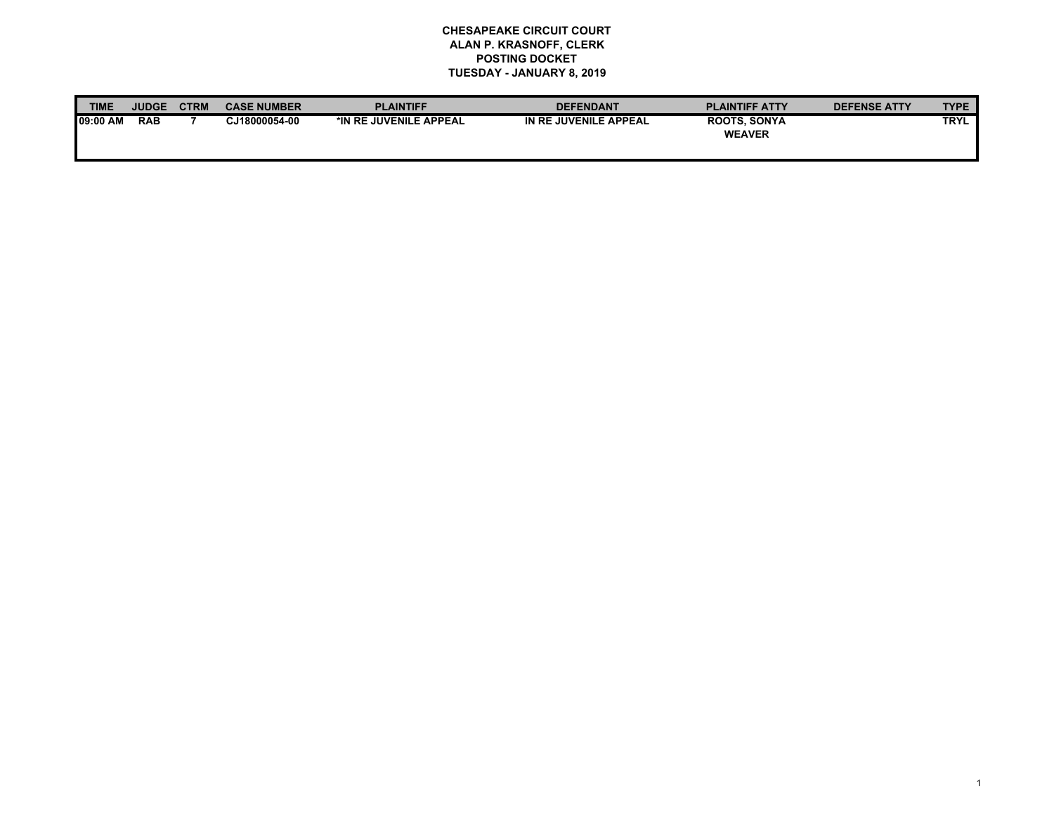**CHESAPEAKE CIRCUIT COURT**
**ALAN P. KRASNOFF, CLERK**
**POSTING DOCKET**
**TUESDAY - JANUARY 8, 2019**

| TIME | JUDGE | CTRM | CASE NUMBER | PLAINTIFF | DEFENDANT | PLAINTIFF ATTY | DEFENSE ATTY | TYPE |
|---|---|---|---|---|---|---|---|---|
| 09:00 AM | RAB | 7 | CJ18000054-00 | *IN RE JUVENILE APPEAL | IN RE JUVENILE APPEAL | ROOTS, SONYA WEAVER | | TRYL |